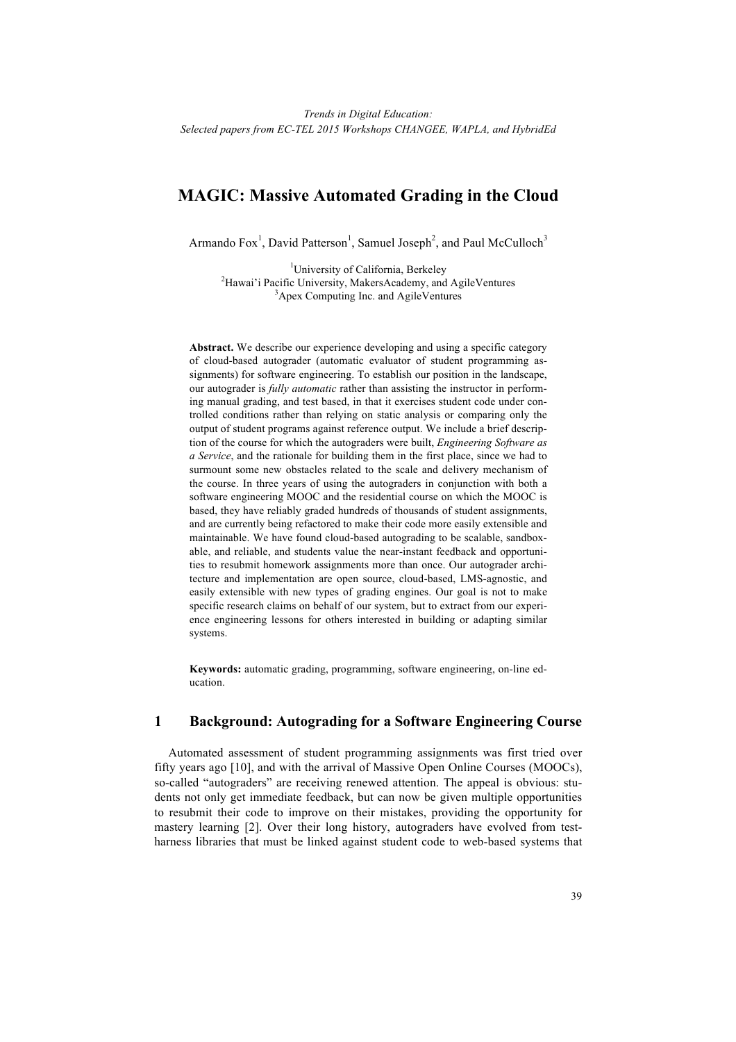*Trends in Digital Education:*
*Selected papers from EC-TEL 2015 Workshops CHANGEE, WAPLA, and HybridEd*

# MAGIC: Massive Automated Grading in the Cloud

Armando Fox[1], David Patterson[1], Samuel Joseph[2], and Paul McCulloch[3]

[1]University of California, Berkeley
[2]Hawai'i Pacific University, MakersAcademy, and AgileVentures
[3]Apex Computing Inc. and AgileVentures

**Abstract.** We describe our experience developing and using a specific category of cloud-based autograder (automatic evaluator of student programming assignments) for software engineering. To establish our position in the landscape, our autograder is *fully automatic* rather than assisting the instructor in performing manual grading, and test based, in that it exercises student code under controlled conditions rather than relying on static analysis or comparing only the output of student programs against reference output. We include a brief description of the course for which the autograders were built, *Engineering Software as a Service*, and the rationale for building them in the first place, since we had to surmount some new obstacles related to the scale and delivery mechanism of the course. In three years of using the autograders in conjunction with both a software engineering MOOC and the residential course on which the MOOC is based, they have reliably graded hundreds of thousands of student assignments, and are currently being refactored to make their code more easily extensible and maintainable. We have found cloud-based autograding to be scalable, sandboxable, and reliable, and students value the near-instant feedback and opportunities to resubmit homework assignments more than once. Our autograder architecture and implementation are open source, cloud-based, LMS-agnostic, and easily extensible with new types of grading engines. Our goal is not to make specific research claims on behalf of our system, but to extract from our experience engineering lessons for others interested in building or adapting similar systems.

**Keywords:** automatic grading, programming, software engineering, on-line education.

## 1 Background: Autograding for a Software Engineering Course

Automated assessment of student programming assignments was first tried over fifty years ago [10], and with the arrival of Massive Open Online Courses (MOOCs), so-called "autograders" are receiving renewed attention. The appeal is obvious: students not only get immediate feedback, but can now be given multiple opportunities to resubmit their code to improve on their mistakes, providing the opportunity for mastery learning [2]. Over their long history, autograders have evolved from test-harness libraries that must be linked against student code to web-based systems that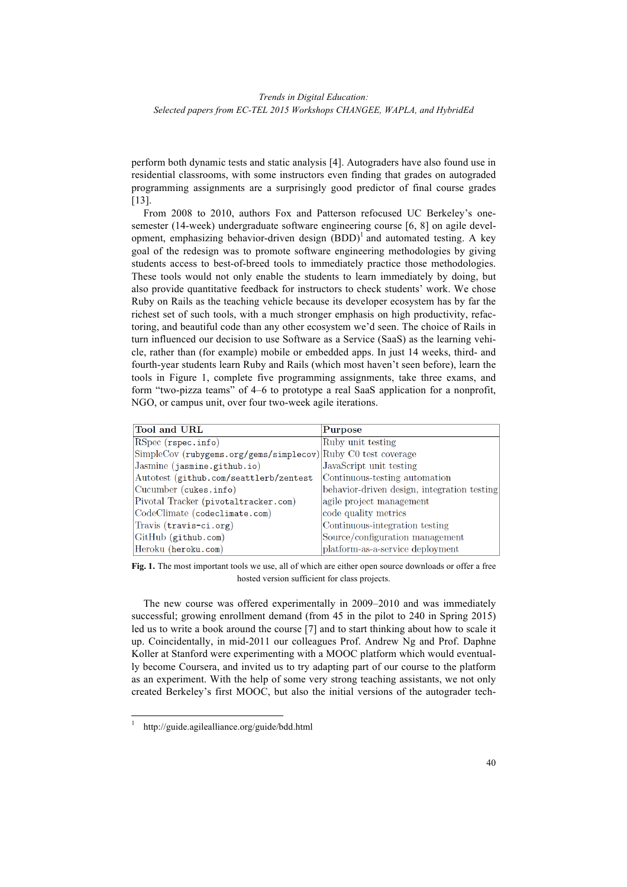perform both dynamic tests and static analysis [4]. Autograders have also found use in residential classrooms, with some instructors even finding that grades on autograded programming assignments are a surprisingly good predictor of final course grades [13].

From 2008 to 2010, authors Fox and Patterson refocused UC Berkeley's one-semester (14-week) undergraduate software engineering course [6, 8] on agile development, emphasizing behavior-driven design (BDD)[1] and automated testing. A key goal of the redesign was to promote software engineering methodologies by giving students access to best-of-breed tools to immediately practice those methodologies. These tools would not only enable the students to learn immediately by doing, but also provide quantitative feedback for instructors to check students' work. We chose Ruby on Rails as the teaching vehicle because its developer ecosystem has by far the richest set of such tools, with a much stronger emphasis on high productivity, refactoring, and beautiful code than any other ecosystem we'd seen. The choice of Rails in turn influenced our decision to use Software as a Service (SaaS) as the learning vehicle, rather than (for example) mobile or embedded apps. In just 14 weeks, third- and fourth-year students learn Ruby and Rails (which most haven't seen before), learn the tools in Figure 1, complete five programming assignments, take three exams, and form "two-pizza teams" of 4–6 to prototype a real SaaS application for a nonprofit, NGO, or campus unit, over four two-week agile iterations.

| Tool and URL | Purpose |
|---|---|
| RSpec (`rspec.info`) | Ruby unit testing |
| SimpleCov (`rubygems.org/gems/simplecov`) | Ruby C0 test coverage |
| Jasmine (`jasmine.github.io`) | JavaScript unit testing |
| Autotest (`github.com/seattlerb/zentest`) | Continuous-testing automation |
| Cucumber (`cukes.info`) | behavior-driven design, integration testing |
| Pivotal Tracker (`pivotaltracker.com`) | agile project management |
| CodeClimate (`codeclimate.com`) | code quality metrics |
| Travis (`travis-ci.org`) | Continuous-integration testing |
| GitHub (`github.com`) | Source/configuration management |
| Heroku (`heroku.com`) | platform-as-a-service deployment |

**Fig. 1.** The most important tools we use, all of which are either open source downloads or offer a free hosted version sufficient for class projects.

The new course was offered experimentally in 2009–2010 and was immediately successful; growing enrollment demand (from 45 in the pilot to 240 in Spring 2015) led us to write a book around the course [7] and to start thinking about how to scale it up. Coincidentally, in mid-2011 our colleagues Prof. Andrew Ng and Prof. Daphne Koller at Stanford were experimenting with a MOOC platform which would eventually become Coursera, and invited us to try adapting part of our course to the platform as an experiment. With the help of some very strong teaching assistants, we not only created Berkeley's first MOOC, but also the initial versions of the autograder tech-

[1] http://guide.agilealliance.org/guide/bdd.html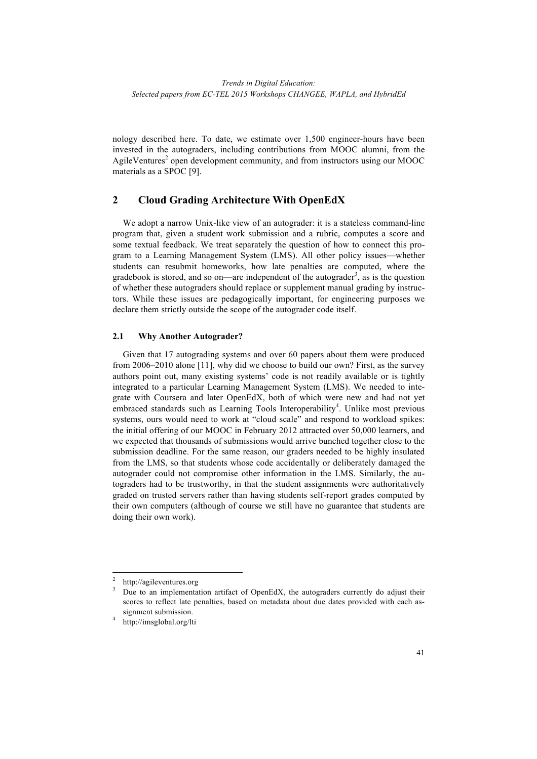nology described here. To date, we estimate over 1,500 engineer-hours have been invested in the autograders, including contributions from MOOC alumni, from the AgileVentures[2] open development community, and from instructors using our MOOC materials as a SPOC [9].

## 2 Cloud Grading Architecture With OpenEdX

We adopt a narrow Unix-like view of an autograder: it is a stateless command-line program that, given a student work submission and a rubric, computes a score and some textual feedback. We treat separately the question of how to connect this program to a Learning Management System (LMS). All other policy issues—whether students can resubmit homeworks, how late penalties are computed, where the gradebook is stored, and so on—are independent of the autograder[3], as is the question of whether these autograders should replace or supplement manual grading by instructors. While these issues are pedagogically important, for engineering purposes we declare them strictly outside the scope of the autograder code itself.

### 2.1 Why Another Autograder?

Given that 17 autograding systems and over 60 papers about them were produced from 2006–2010 alone [11], why did we choose to build our own? First, as the survey authors point out, many existing systems' code is not readily available or is tightly integrated to a particular Learning Management System (LMS). We needed to integrate with Coursera and later OpenEdX, both of which were new and had not yet embraced standards such as Learning Tools Interoperability[4]. Unlike most previous systems, ours would need to work at "cloud scale" and respond to workload spikes: the initial offering of our MOOC in February 2012 attracted over 50,000 learners, and we expected that thousands of submissions would arrive bunched together close to the submission deadline. For the same reason, our graders needed to be highly insulated from the LMS, so that students whose code accidentally or deliberately damaged the autograder could not compromise other information in the LMS. Similarly, the autograders had to be trustworthy, in that the student assignments were authoritatively graded on trusted servers rather than having students self-report grades computed by their own computers (although of course we still have no guarantee that students are doing their own work).

---

[2] http://agileventures.org

[3] Due to an implementation artifact of OpenEdX, the autograders currently do adjust their scores to reflect late penalties, based on metadata about due dates provided with each assignment submission.

[4] http://imsglobal.org/lti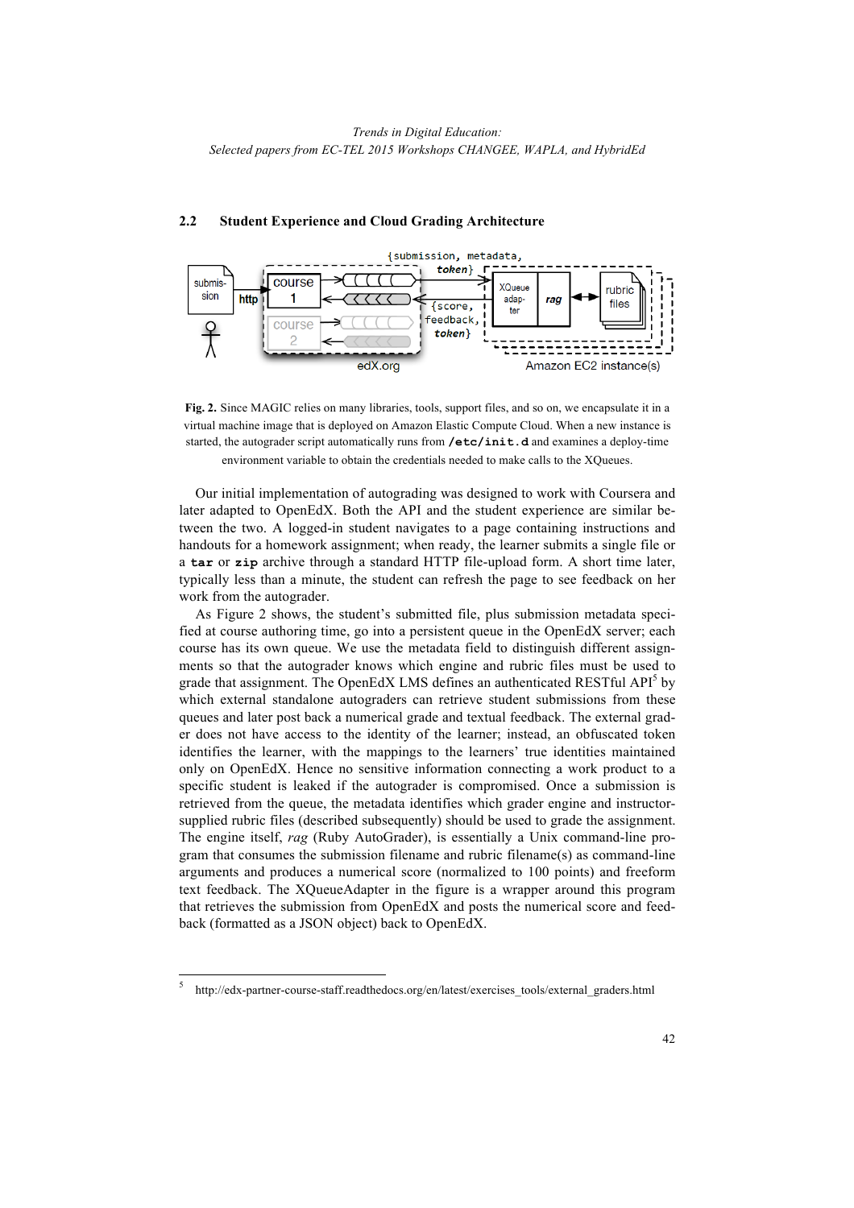### 2.2 Student Experience and Cloud Grading Architecture

**Fig. 2.** Since MAGIC relies on many libraries, tools, support files, and so on, we encapsulate it in a virtual machine image that is deployed on Amazon Elastic Compute Cloud. When a new instance is started, the autograder script automatically runs from **`/etc/init.d`** and examines a deploy-time environment variable to obtain the credentials needed to make calls to the XQueues.

Our initial implementation of autograding was designed to work with Coursera and later adapted to OpenEdX. Both the API and the student experience are similar between the two. A logged-in student navigates to a page containing instructions and handouts for a homework assignment; when ready, the learner submits a single file or a **`tar`** or **`zip`** archive through a standard HTTP file-upload form. A short time later, typically less than a minute, the student can refresh the page to see feedback on her work from the autograder.

As Figure 2 shows, the student's submitted file, plus submission metadata specified at course authoring time, go into a persistent queue in the OpenEdX server; each course has its own queue. We use the metadata field to distinguish different assignments so that the autograder knows which engine and rubric files must be used to grade that assignment. The OpenEdX LMS defines an authenticated RESTful API[5] by which external standalone autograders can retrieve student submissions from these queues and later post back a numerical grade and textual feedback. The external grader does not have access to the identity of the learner; instead, an obfuscated token identifies the learner, with the mappings to the learners' true identities maintained only on OpenEdX. Hence no sensitive information connecting a work product to a specific student is leaked if the autograder is compromised. Once a submission is retrieved from the queue, the metadata identifies which grader engine and instructor-supplied rubric files (described subsequently) should be used to grade the assignment. The engine itself, *rag* (Ruby AutoGrader), is essentially a Unix command-line program that consumes the submission filename and rubric filename(s) as command-line arguments and produces a numerical score (normalized to 100 points) and freeform text feedback. The XQueueAdapter in the figure is a wrapper around this program that retrieves the submission from OpenEdX and posts the numerical score and feedback (formatted as a JSON object) back to OpenEdX.

---

[5] http://edx-partner-course-staff.readthedocs.org/en/latest/exercises_tools/external_graders.html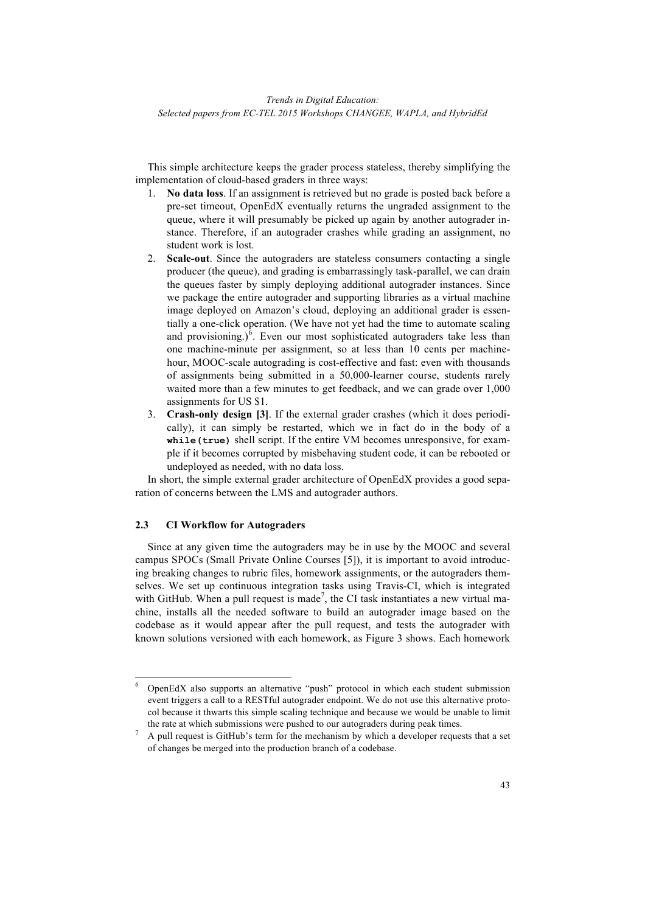This simple architecture keeps the grader process stateless, thereby simplifying the implementation of cloud-based graders in three ways:

1. **No data loss**. If an assignment is retrieved but no grade is posted back before a pre-set timeout, OpenEdX eventually returns the ungraded assignment to the queue, where it will presumably be picked up again by another autograder instance. Therefore, if an autograder crashes while grading an assignment, no student work is lost.
2. **Scale-out**. Since the autograders are stateless consumers contacting a single producer (the queue), and grading is embarrassingly task-parallel, we can drain the queues faster by simply deploying additional autograder instances. Since we package the entire autograder and supporting libraries as a virtual machine image deployed on Amazon's cloud, deploying an additional grader is essentially a one-click operation. (We have not yet had the time to automate scaling and provisioning.)[6]. Even our most sophisticated autograders take less than one machine-minute per assignment, so at less than 10 cents per machine-hour, MOOC-scale autograding is cost-effective and fast: even with thousands of assignments being submitted in a 50,000-learner course, students rarely waited more than a few minutes to get feedback, and we can grade over 1,000 assignments for US $1.
3. **Crash-only design [3]**. If the external grader crashes (which it does periodically), it can simply be restarted, which we in fact do in the body of a **`while(true)`** shell script. If the entire VM becomes unresponsive, for example if it becomes corrupted by misbehaving student code, it can be rebooted or undeployed as needed, with no data loss.

In short, the simple external grader architecture of OpenEdX provides a good separation of concerns between the LMS and autograder authors.

### 2.3 CI Workflow for Autograders

Since at any given time the autograders may be in use by the MOOC and several campus SPOCs (Small Private Online Courses [5]), it is important to avoid introducing breaking changes to rubric files, homework assignments, or the autograders themselves. We set up continuous integration tasks using Travis-CI, which is integrated with GitHub. When a pull request is made[7], the CI task instantiates a new virtual machine, installs all the needed software to build an autograder image based on the codebase as it would appear after the pull request, and tests the autograder with known solutions versioned with each homework, as Figure 3 shows. Each homework

---

[6] OpenEdX also supports an alternative "push" protocol in which each student submission event triggers a call to a RESTful autograder endpoint. We do not use this alternative protocol because it thwarts this simple scaling technique and because we would be unable to limit the rate at which submissions were pushed to our autograders during peak times.

[7] A pull request is GitHub's term for the mechanism by which a developer requests that a set of changes be merged into the production branch of a codebase.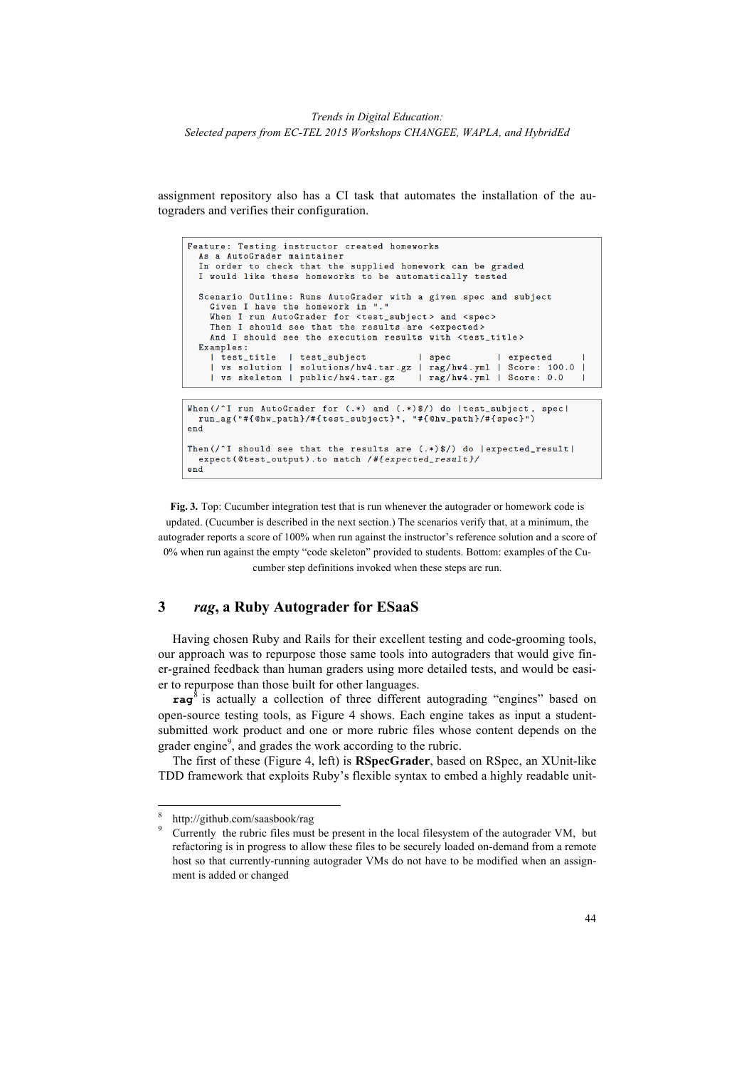assignment repository also has a CI task that automates the installation of the autograders and verifies their configuration.

```
Feature: Testing instructor created homeworks
  As a AutoGrader maintainer
  In order to check that the supplied homework can be graded
  I would like these homeworks to be automatically tested

  Scenario Outline: Runs AutoGrader with a given spec and subject
    Given I have the homework in "."
    When I run AutoGrader for <test_subject> and <spec>
    Then I should see that the results are <expected>
    And I should see the execution results with <test_title>
  Examples:
    | test_title  | test_subject          | spec        | expected     |
    | vs solution | solutions/hw4.tar.gz  | rag/hw4.yml | Score: 100.0 |
    | vs skeleton | public/hw4.tar.gz     | rag/hw4.yml | Score: 0.0   |
```

```
When(/^I run AutoGrader for (.*) and (.*)$/) do |test_subject, spec|
  run_ag("#{@hw_path}/#{test_subject}", "#{@hw_path}/#{spec}")
end

Then(/^I should see that the results are (.*)$/) do |expected_result|
  expect(@test_output).to match /#{expected_result}/
end
```

**Fig. 3.** Top: Cucumber integration test that is run whenever the autograder or homework code is updated. (Cucumber is described in the next section.) The scenarios verify that, at a minimum, the autograder reports a score of 100% when run against the instructor's reference solution and a score of 0% when run against the empty "code skeleton" provided to students. Bottom: examples of the Cucumber step definitions invoked when these steps are run.

## 3 *rag*, a Ruby Autograder for ESaaS

Having chosen Ruby and Rails for their excellent testing and code-grooming tools, our approach was to repurpose those same tools into autograders that would give finer-grained feedback than human graders using more detailed tests, and would be easier to repurpose than those built for other languages.

**rag**[8] is actually a collection of three different autograding "engines" based on open-source testing tools, as Figure 4 shows. Each engine takes as input a student-submitted work product and one or more rubric files whose content depends on the grader engine[9], and grades the work according to the rubric.

The first of these (Figure 4, left) is **RSpecGrader**, based on RSpec, an XUnit-like TDD framework that exploits Ruby's flexible syntax to embed a highly readable unit-

---

[8] http://github.com/saasbook/rag

[9] Currently the rubric files must be present in the local filesystem of the autograder VM, but refactoring is in progress to allow these files to be securely loaded on-demand from a remote host so that currently-running autograder VMs do not have to be modified when an assignment is added or changed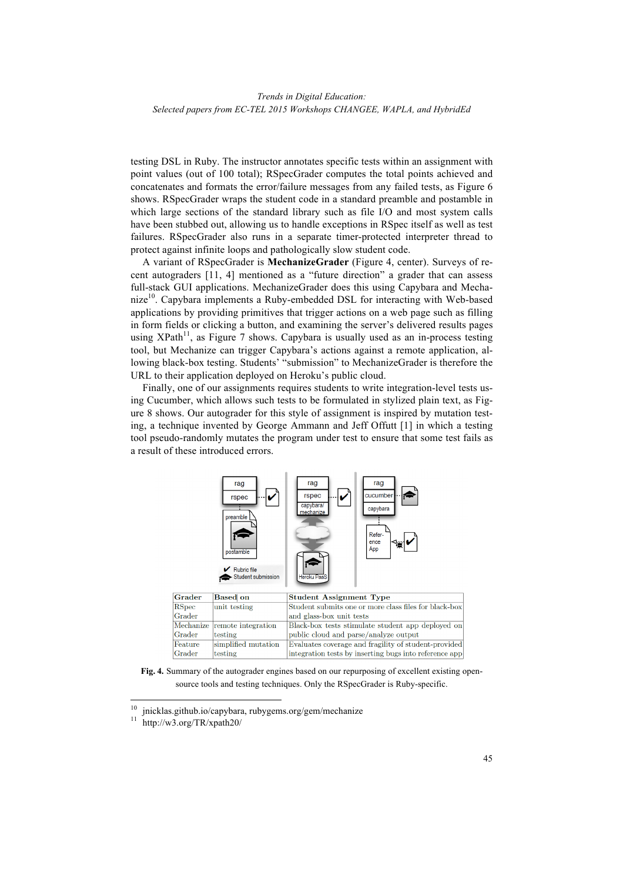testing DSL in Ruby. The instructor annotates specific tests within an assignment with point values (out of 100 total); RSpecGrader computes the total points achieved and concatenates and formats the error/failure messages from any failed tests, as Figure 6 shows. RSpecGrader wraps the student code in a standard preamble and postamble in which large sections of the standard library such as file I/O and most system calls have been stubbed out, allowing us to handle exceptions in RSpec itself as well as test failures. RSpecGrader also runs in a separate timer-protected interpreter thread to protect against infinite loops and pathologically slow student code.

A variant of RSpecGrader is **MechanizeGrader** (Figure 4, center). Surveys of recent autograders [11, 4] mentioned as a "future direction" a grader that can assess full-stack GUI applications. MechanizeGrader does this using Capybara and Mechanize[10]. Capybara implements a Ruby-embedded DSL for interacting with Web-based applications by providing primitives that trigger actions on a web page such as filling in form fields or clicking a button, and examining the server's delivered results pages using XPath[11], as Figure 7 shows. Capybara is usually used as an in-process testing tool, but Mechanize can trigger Capybara's actions against a remote application, allowing black-box testing. Students' "submission" to MechanizeGrader is therefore the URL to their application deployed on Heroku's public cloud.

Finally, one of our assignments requires students to write integration-level tests using Cucumber, which allows such tests to be formulated in stylized plain text, as Figure 8 shows. Our autograder for this style of assignment is inspired by mutation testing, a technique invented by George Ammann and Jeff Offutt [1] in which a testing tool pseudo-randomly mutates the program under test to ensure that some test fails as a result of these introduced errors.

| Grader | Based on | Student Assignment Type |
|---|---|---|
| RSpec Grader | unit testing | Student submits one or more class files for black-box and glass-box unit tests |
| Mechanize Grader | remote integration testing | Black-box tests stimulate student app deployed on public cloud and parse/analyze output |
| Feature Grader | simplified mutation testing | Evaluates coverage and fragility of student-provided integration tests by inserting bugs into reference app |

**Fig. 4.** Summary of the autograder engines based on our repurposing of excellent existing open-source tools and testing techniques. Only the RSpecGrader is Ruby-specific.

[10] jnicklas.github.io/capybara, rubygems.org/gem/mechanize

[11] http://w3.org/TR/xpath20/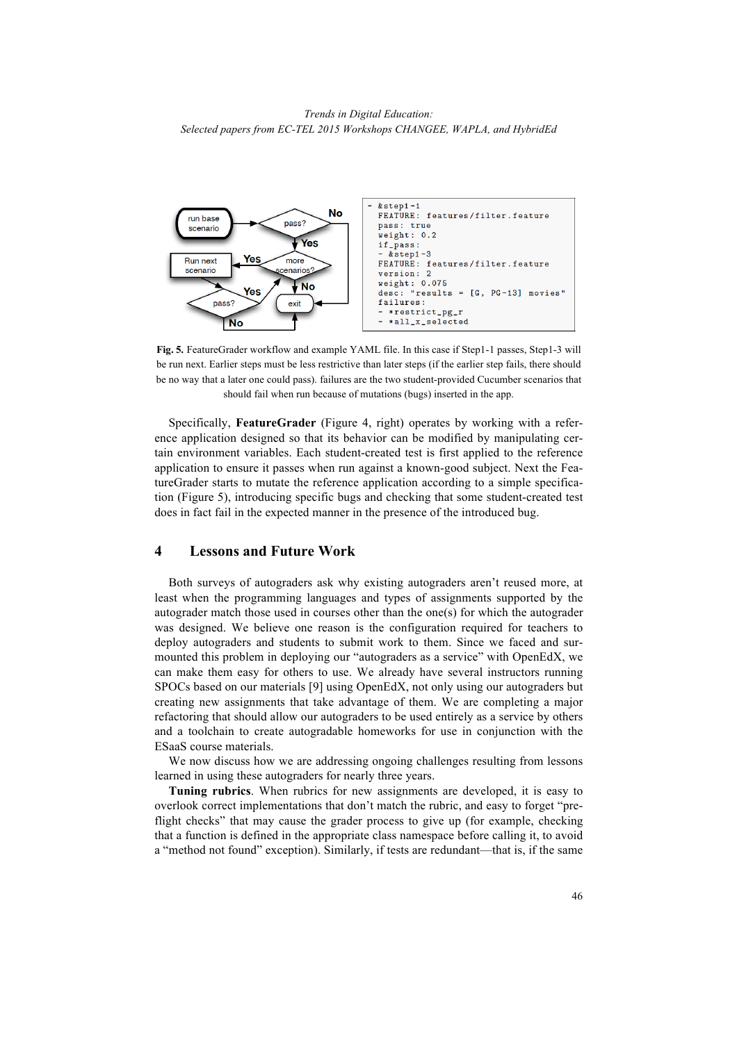```
- &step1-1
  FEATURE: features/filter.feature
  pass: true
  weight: 0.2
  if_pass:
  - &step1-3
  FEATURE: features/filter.feature
  version: 2
  weight: 0.075
  desc: "results = [G, PG-13] movies"
  failures:
  - *restrict_pg_r
  - *all_x_selected
```

**Fig. 5.** FeatureGrader workflow and example YAML file. In this case if Step1-1 passes, Step1-3 will be run next. Earlier steps must be less restrictive than later steps (if the earlier step fails, there should be no way that a later one could pass). failures are the two student-provided Cucumber scenarios that should fail when run because of mutations (bugs) inserted in the app.

Specifically, **FeatureGrader** (Figure 4, right) operates by working with a reference application designed so that its behavior can be modified by manipulating certain environment variables. Each student-created test is first applied to the reference application to ensure it passes when run against a known-good subject. Next the FeatureGrader starts to mutate the reference application according to a simple specification (Figure 5), introducing specific bugs and checking that some student-created test does in fact fail in the expected manner in the presence of the introduced bug.

## 4 Lessons and Future Work

Both surveys of autograders ask why existing autograders aren't reused more, at least when the programming languages and types of assignments supported by the autograder match those used in courses other than the one(s) for which the autograder was designed. We believe one reason is the configuration required for teachers to deploy autograders and students to submit work to them. Since we faced and surmounted this problem in deploying our "autograders as a service" with OpenEdX, we can make them easy for others to use. We already have several instructors running SPOCs based on our materials [9] using OpenEdX, not only using our autograders but creating new assignments that take advantage of them. We are completing a major refactoring that should allow our autograders to be used entirely as a service by others and a toolchain to create autogradable homeworks for use in conjunction with the ESaaS course materials.

We now discuss how we are addressing ongoing challenges resulting from lessons learned in using these autograders for nearly three years.

**Tuning rubrics**. When rubrics for new assignments are developed, it is easy to overlook correct implementations that don't match the rubric, and easy to forget "preflight checks" that may cause the grader process to give up (for example, checking that a function is defined in the appropriate class namespace before calling it, to avoid a "method not found" exception). Similarly, if tests are redundant—that is, if the same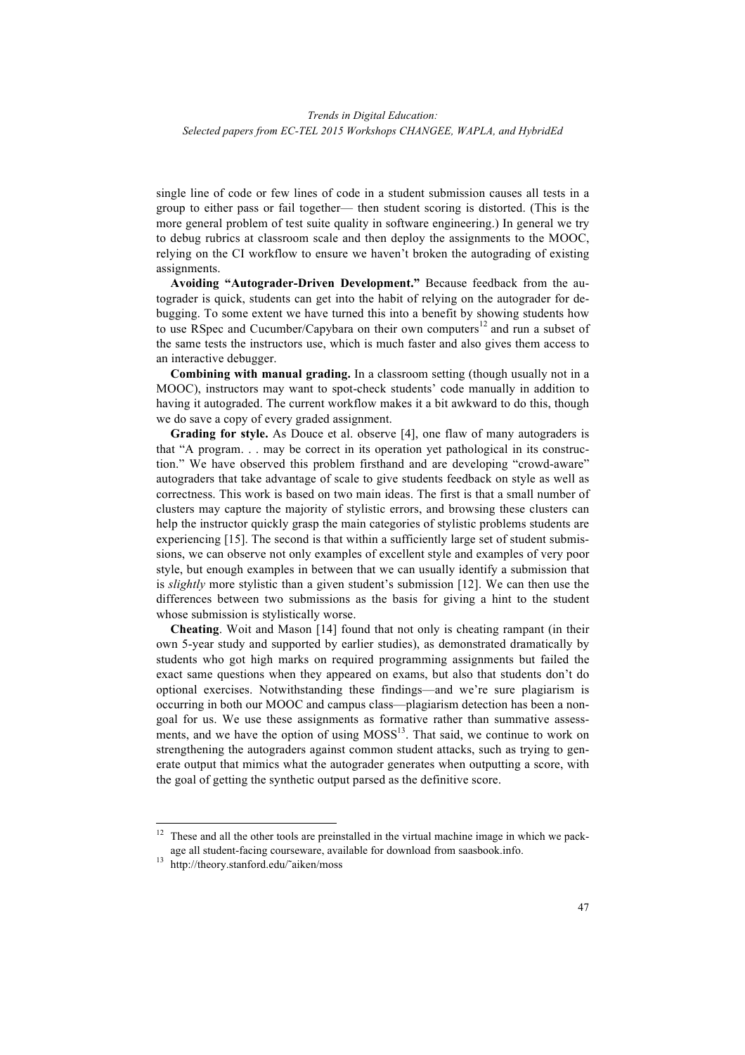single line of code or few lines of code in a student submission causes all tests in a group to either pass or fail together— then student scoring is distorted. (This is the more general problem of test suite quality in software engineering.) In general we try to debug rubrics at classroom scale and then deploy the assignments to the MOOC, relying on the CI workflow to ensure we haven't broken the autograding of existing assignments.

**Avoiding "Autograder-Driven Development."** Because feedback from the autograder is quick, students can get into the habit of relying on the autograder for debugging. To some extent we have turned this into a benefit by showing students how to use RSpec and Cucumber/Capybara on their own computers[12] and run a subset of the same tests the instructors use, which is much faster and also gives them access to an interactive debugger.

**Combining with manual grading.** In a classroom setting (though usually not in a MOOC), instructors may want to spot-check students' code manually in addition to having it autograded. The current workflow makes it a bit awkward to do this, though we do save a copy of every graded assignment.

**Grading for style.** As Douce et al. observe [4], one flaw of many autograders is that "A program. . . may be correct in its operation yet pathological in its construction." We have observed this problem firsthand and are developing "crowd-aware" autograders that take advantage of scale to give students feedback on style as well as correctness. This work is based on two main ideas. The first is that a small number of clusters may capture the majority of stylistic errors, and browsing these clusters can help the instructor quickly grasp the main categories of stylistic problems students are experiencing [15]. The second is that within a sufficiently large set of student submissions, we can observe not only examples of excellent style and examples of very poor style, but enough examples in between that we can usually identify a submission that is *slightly* more stylistic than a given student's submission [12]. We can then use the differences between two submissions as the basis for giving a hint to the student whose submission is stylistically worse.

**Cheating**. Woit and Mason [14] found that not only is cheating rampant (in their own 5-year study and supported by earlier studies), as demonstrated dramatically by students who got high marks on required programming assignments but failed the exact same questions when they appeared on exams, but also that students don't do optional exercises. Notwithstanding these findings—and we're sure plagiarism is occurring in both our MOOC and campus class—plagiarism detection has been a non-goal for us. We use these assignments as formative rather than summative assessments, and we have the option of using MOSS[13]. That said, we continue to work on strengthening the autograders against common student attacks, such as trying to generate output that mimics what the autograder generates when outputting a score, with the goal of getting the synthetic output parsed as the definitive score.

---

[12] These and all the other tools are preinstalled in the virtual machine image in which we package all student-facing courseware, available for download from saasbook.info.

[13] http://theory.stanford.edu/~aiken/moss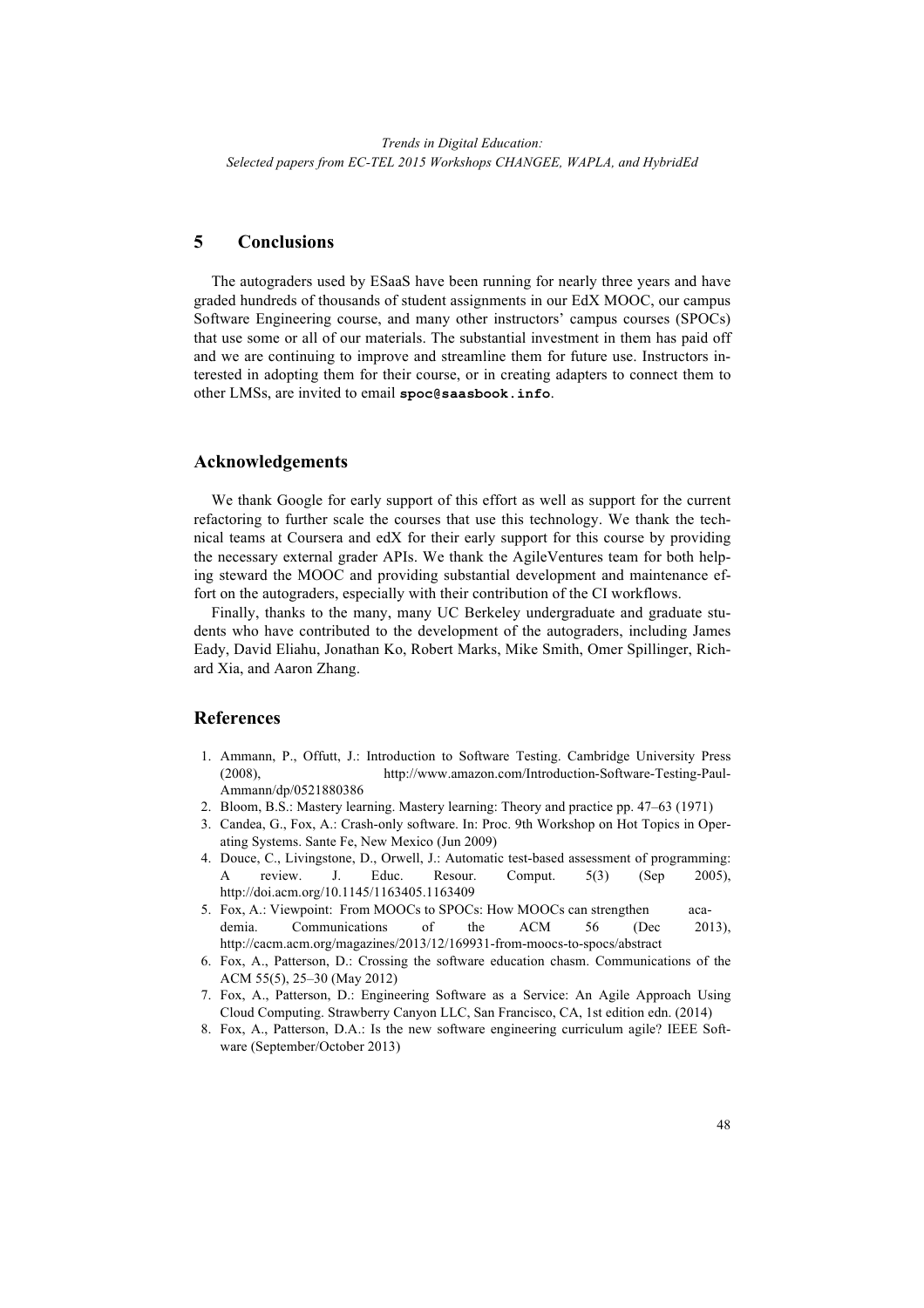## 5 Conclusions

The autograders used by ESaaS have been running for nearly three years and have graded hundreds of thousands of student assignments in our EdX MOOC, our campus Software Engineering course, and many other instructors' campus courses (SPOCs) that use some or all of our materials. The substantial investment in them has paid off and we are continuing to improve and streamline them for future use. Instructors interested in adopting them for their course, or in creating adapters to connect them to other LMSs, are invited to email **`spoc@saasbook.info`**.

## Acknowledgements

We thank Google for early support of this effort as well as support for the current refactoring to further scale the courses that use this technology. We thank the technical teams at Coursera and edX for their early support for this course by providing the necessary external grader APIs. We thank the AgileVentures team for both helping steward the MOOC and providing substantial development and maintenance effort on the autograders, especially with their contribution of the CI workflows.

Finally, thanks to the many, many UC Berkeley undergraduate and graduate students who have contributed to the development of the autograders, including James Eady, David Eliahu, Jonathan Ko, Robert Marks, Mike Smith, Omer Spillinger, Richard Xia, and Aaron Zhang.

## References

1. Ammann, P., Offutt, J.: Introduction to Software Testing. Cambridge University Press (2008), http://www.amazon.com/Introduction-Software-Testing-Paul-Ammann/dp/0521880386
2. Bloom, B.S.: Mastery learning. Mastery learning: Theory and practice pp. 47–63 (1971)
3. Candea, G., Fox, A.: Crash-only software. In: Proc. 9th Workshop on Hot Topics in Operating Systems. Sante Fe, New Mexico (Jun 2009)
4. Douce, C., Livingstone, D., Orwell, J.: Automatic test-based assessment of programming: A review. J. Educ. Resour. Comput. 5(3) (Sep 2005), http://doi.acm.org/10.1145/1163405.1163409
5. Fox, A.: Viewpoint: From MOOCs to SPOCs: How MOOCs can strengthen academia. Communications of the ACM 56 (Dec 2013), http://cacm.acm.org/magazines/2013/12/169931-from-moocs-to-spocs/abstract
6. Fox, A., Patterson, D.: Crossing the software education chasm. Communications of the ACM 55(5), 25–30 (May 2012)
7. Fox, A., Patterson, D.: Engineering Software as a Service: An Agile Approach Using Cloud Computing. Strawberry Canyon LLC, San Francisco, CA, 1st edition edn. (2014)
8. Fox, A., Patterson, D.A.: Is the new software engineering curriculum agile? IEEE Software (September/October 2013)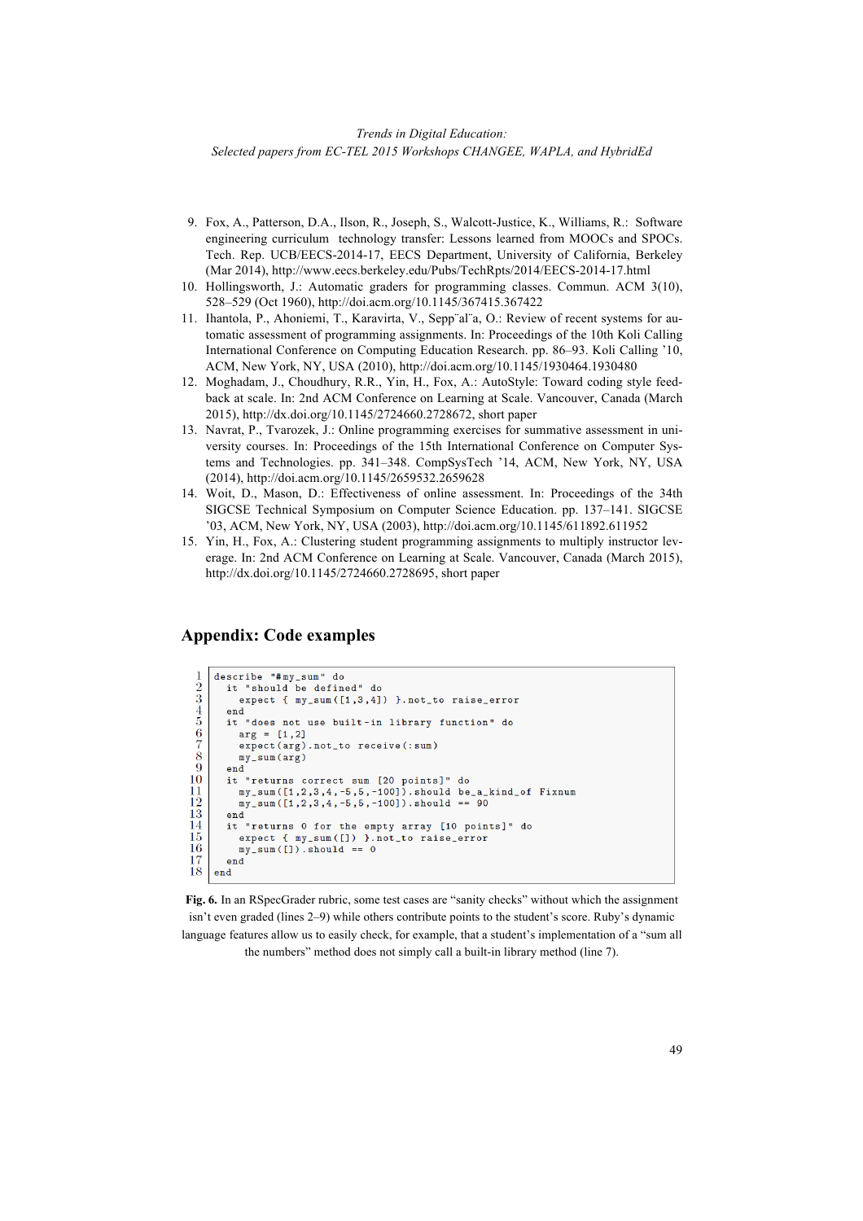9. Fox, A., Patterson, D.A., Ilson, R., Joseph, S., Walcott-Justice, K., Williams, R.: Software engineering curriculum technology transfer: Lessons learned from MOOCs and SPOCs. Tech. Rep. UCB/EECS-2014-17, EECS Department, University of California, Berkeley (Mar 2014), http://www.eecs.berkeley.edu/Pubs/TechRpts/2014/EECS-2014-17.html
10. Hollingsworth, J.: Automatic graders for programming classes. Commun. ACM 3(10), 528–529 (Oct 1960), http://doi.acm.org/10.1145/367415.367422
11. Ihantola, P., Ahoniemi, T., Karavirta, V., Sepp¨al¨a, O.: Review of recent systems for automatic assessment of programming assignments. In: Proceedings of the 10th Koli Calling International Conference on Computing Education Research. pp. 86–93. Koli Calling '10, ACM, New York, NY, USA (2010), http://doi.acm.org/10.1145/1930464.1930480
12. Moghadam, J., Choudhury, R.R., Yin, H., Fox, A.: AutoStyle: Toward coding style feedback at scale. In: 2nd ACM Conference on Learning at Scale. Vancouver, Canada (March 2015), http://dx.doi.org/10.1145/2724660.2728672, short paper
13. Navrat, P., Tvarozek, J.: Online programming exercises for summative assessment in university courses. In: Proceedings of the 15th International Conference on Computer Systems and Technologies. pp. 341–348. CompSysTech '14, ACM, New York, NY, USA (2014), http://doi.acm.org/10.1145/2659532.2659628
14. Woit, D., Mason, D.: Effectiveness of online assessment. In: Proceedings of the 34th SIGCSE Technical Symposium on Computer Science Education. pp. 137–141. SIGCSE '03, ACM, New York, NY, USA (2003), http://doi.acm.org/10.1145/611892.611952
15. Yin, H., Fox, A.: Clustering student programming assignments to multiply instructor leverage. In: 2nd ACM Conference on Learning at Scale. Vancouver, Canada (March 2015), http://dx.doi.org/10.1145/2724660.2728695, short paper

## Appendix: Code examples

```
1  describe "#my_sum" do
2    it "should be defined" do
3      expect { my_sum([1,3,4]) }.not_to raise_error
4    end
5    it "does not use built-in library function" do
6      arg = [1,2]
7      expect(arg).not_to receive(:sum)
8      my_sum(arg)
9    end
10   it "returns correct sum [20 points]" do
11     my_sum([1,2,3,4,-5,5,-100]).should be_a_kind_of Fixnum
12     my_sum([1,2,3,4,-5,5,-100]).should == 90
13   end
14   it "returns 0 for the empty array [10 points]" do
15     expect { my_sum([]) }.not_to raise_error
16     my_sum([]).should == 0
17   end
18 end
```

**Fig. 6.** In an RSpecGrader rubric, some test cases are "sanity checks" without which the assignment isn't even graded (lines 2–9) while others contribute points to the student's score. Ruby's dynamic language features allow us to easily check, for example, that a student's implementation of a "sum all the numbers" method does not simply call a built-in library method (line 7).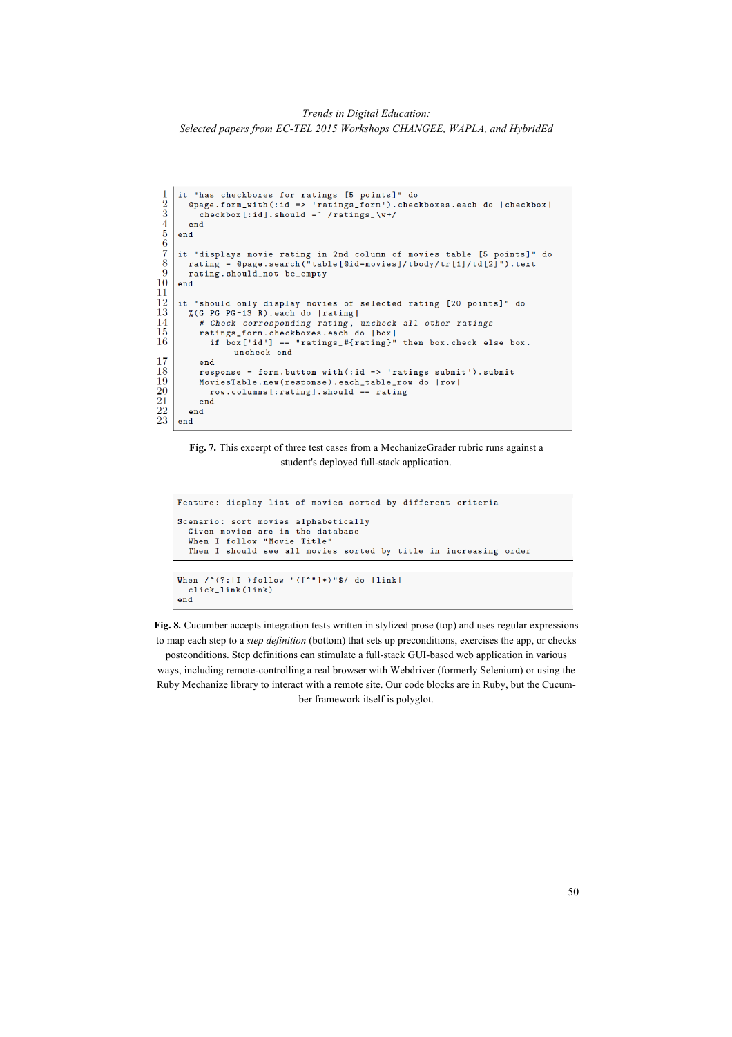```
it "has checkboxes for ratings [5 points]" do
  @page.form_with(:id => 'ratings_form').checkboxes.each do |checkbox|
    checkbox[:id].should =~ /ratings_\w+/
  end
end

it "displays movie rating in 2nd column of movies table [5 points]" do
  rating = @page.search("table[@id=movies]/tbody/tr[1]/td[2]").text
  rating.should_not be_empty
end

it "should only display movies of selected rating [20 points]" do
  %(G PG PG-13 R).each do |rating|
    # Check corresponding rating, uncheck all other ratings
    ratings_form.checkboxes.each do |box|
      if box['id'] == "ratings_#{rating}" then box.check else box.
          uncheck end
    end
    response = form.button_with(:id => 'ratings_submit').submit
    MoviesTable.new(response).each_table_row do |row|
      row.columns[:rating].should == rating
    end
  end
end
```

**Fig. 7.** This excerpt of three test cases from a MechanizeGrader rubric runs against a student's deployed full-stack application.

```
Feature: display list of movies sorted by different criteria

Scenario: sort movies alphabetically
  Given movies are in the database
  When I follow "Movie Title"
  Then I should see all movies sorted by title in increasing order
```

```
When /^(?:|I )follow "([^"]*)"$/ do |link|
  click_link(link)
end
```

**Fig. 8.** Cucumber accepts integration tests written in stylized prose (top) and uses regular expressions to map each step to a *step definition* (bottom) that sets up preconditions, exercises the app, or checks postconditions. Step definitions can stimulate a full-stack GUI-based web application in various ways, including remote-controlling a real browser with Webdriver (formerly Selenium) or using the Ruby Mechanize library to interact with a remote site. Our code blocks are in Ruby, but the Cucumber framework itself is polyglot.